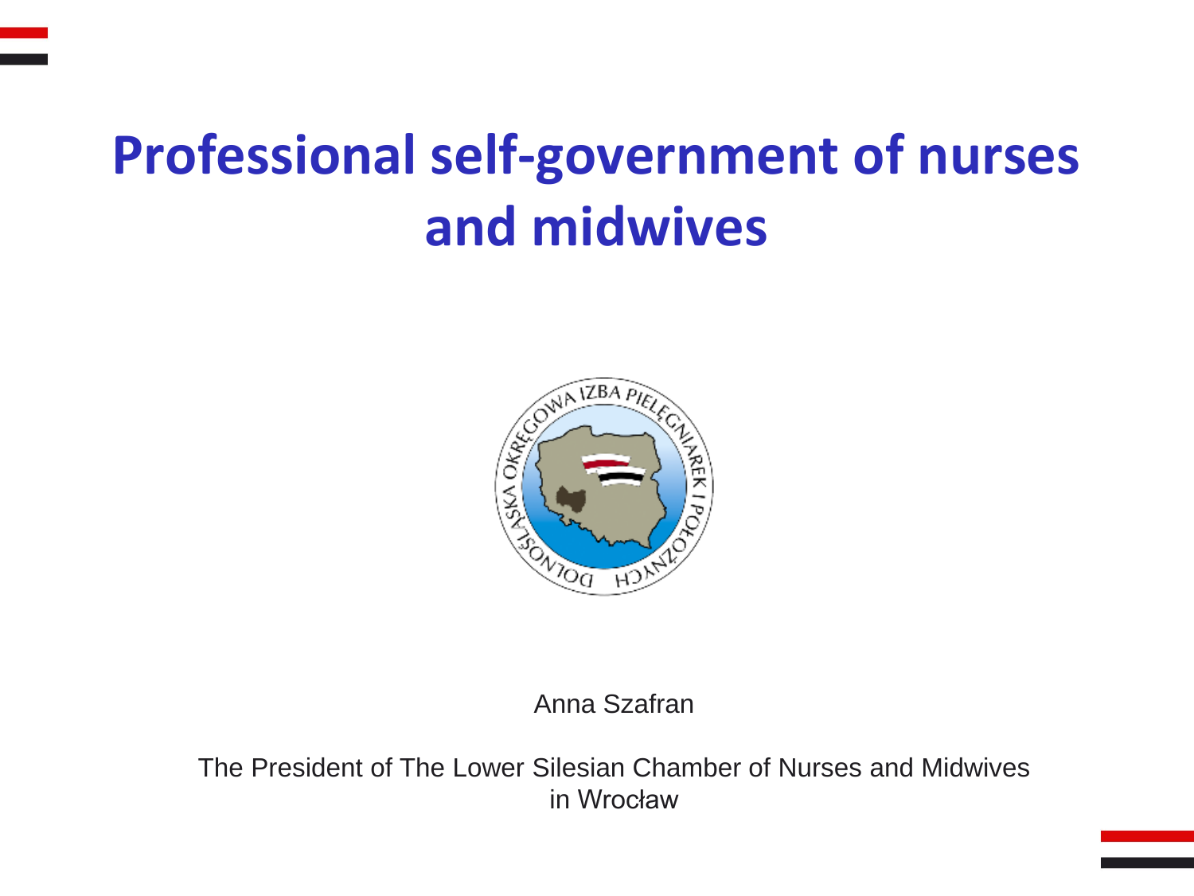# Professional self-government of nurses and midwives

Anna Szafran

The President of The Lower Silesian Chamber of Nurses and Midwives in Wrocław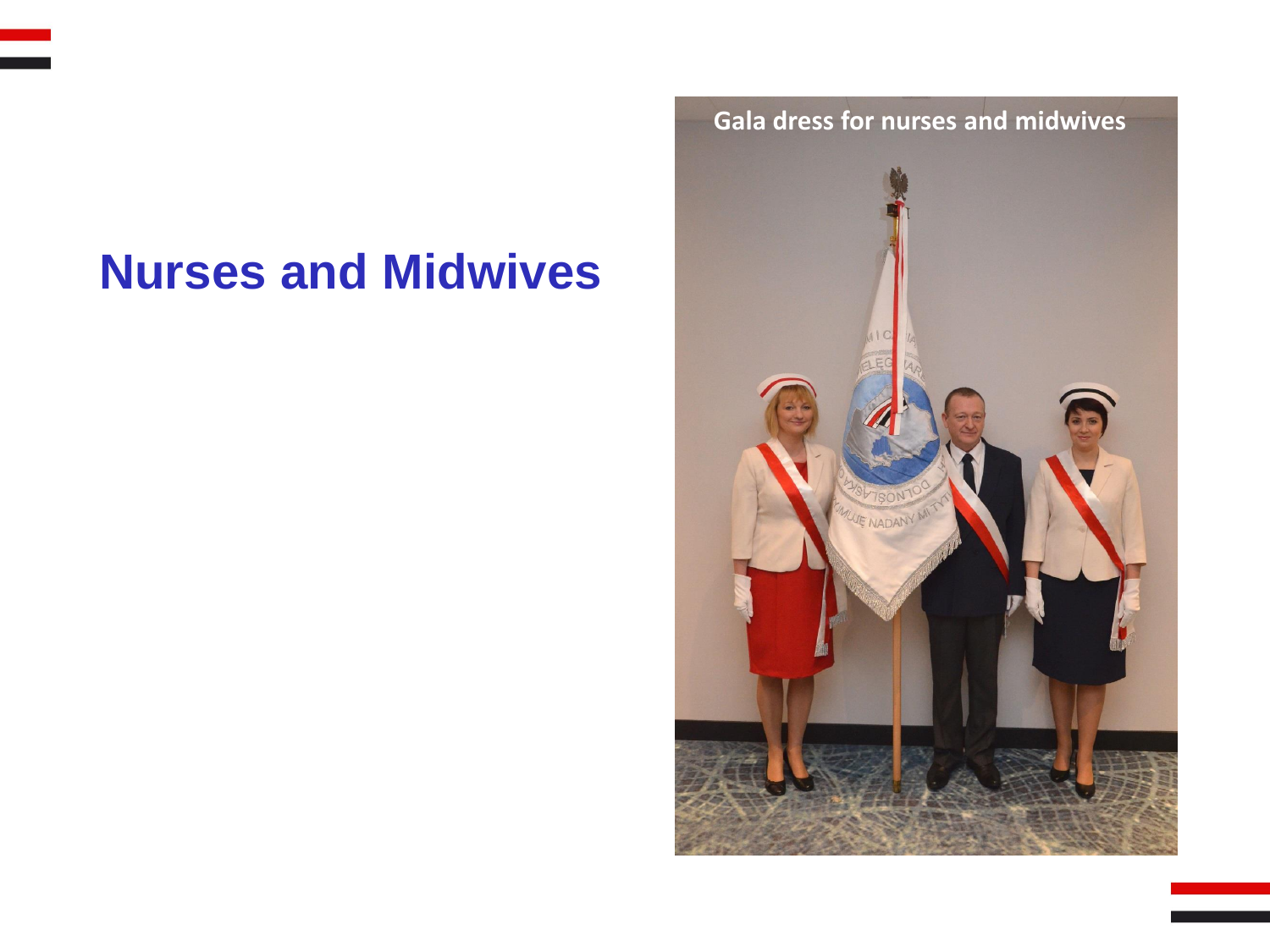# Nurses and Midwives

Gala dress for nurses and midwives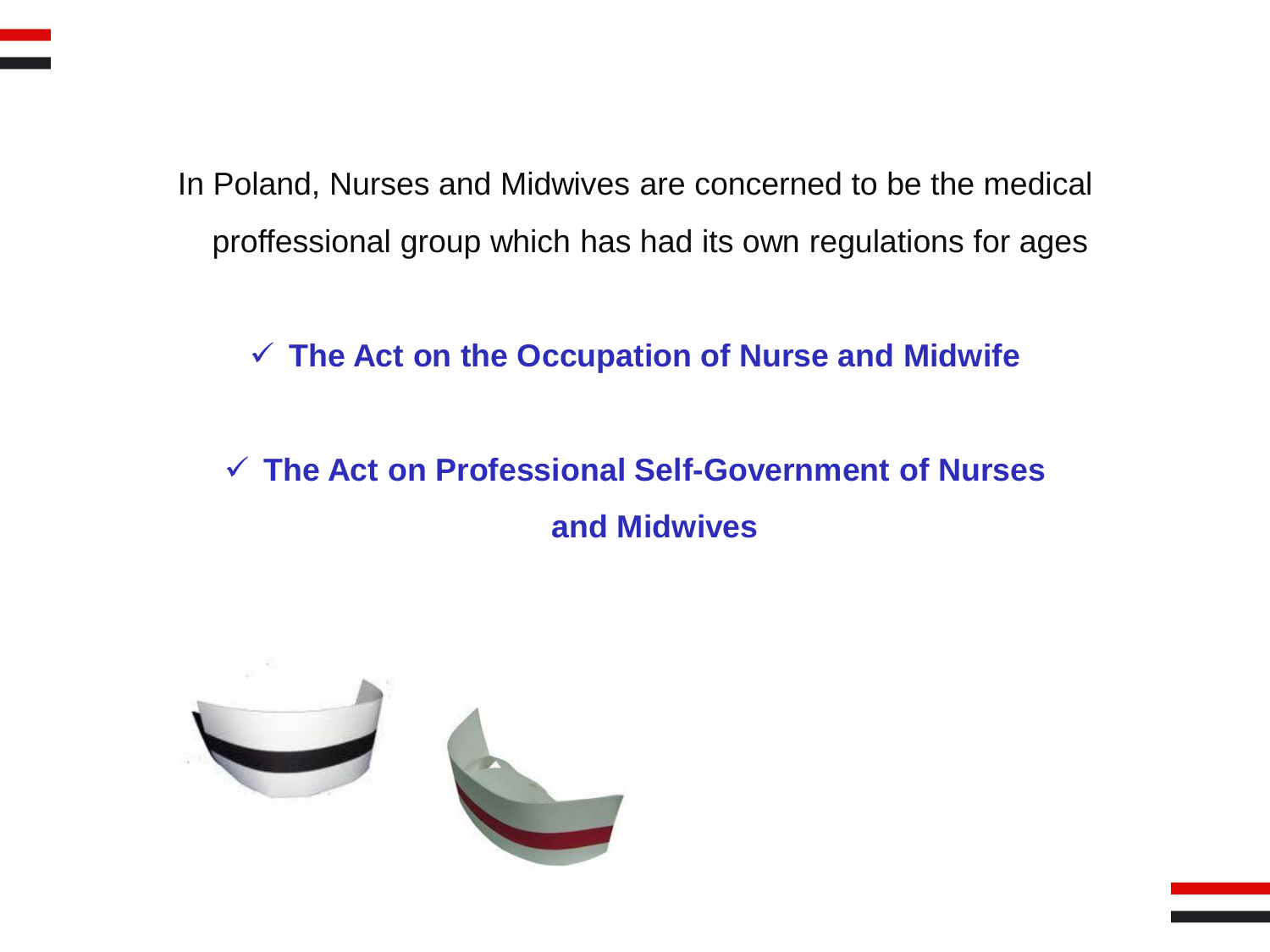In Poland, Nurses and Midwives are concerned to be the medical proffessional group which has had its own regulations for ages

- ✓ **The Act on the Occupation of Nurse and Midwife**
- ✓ **The Act on Professional Self-Government of Nurses and Midwives**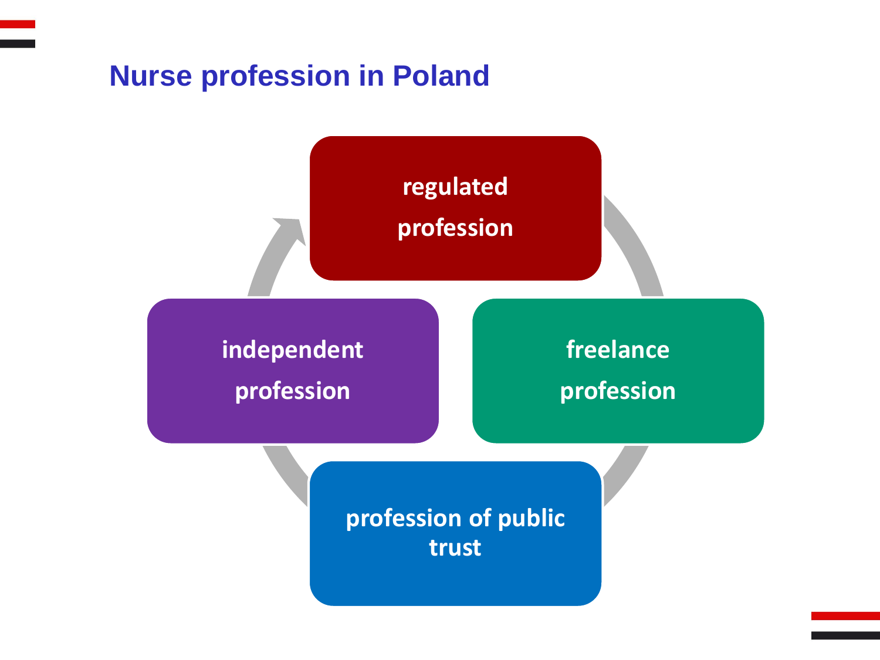# Nurse profession in Poland

- regulated profession
- freelance profession
- profession of public trust
- independent profession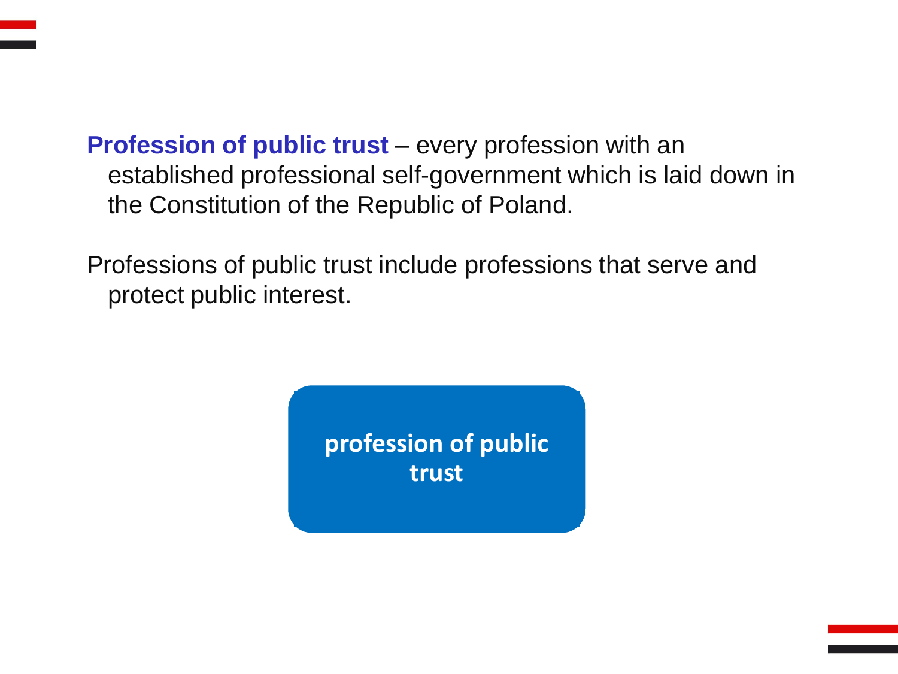**Profession of public trust** – every profession with an established professional self-government which is laid down in the Constitution of the Republic of Poland.

Professions of public trust include professions that serve and protect public interest.

**profession of public trust**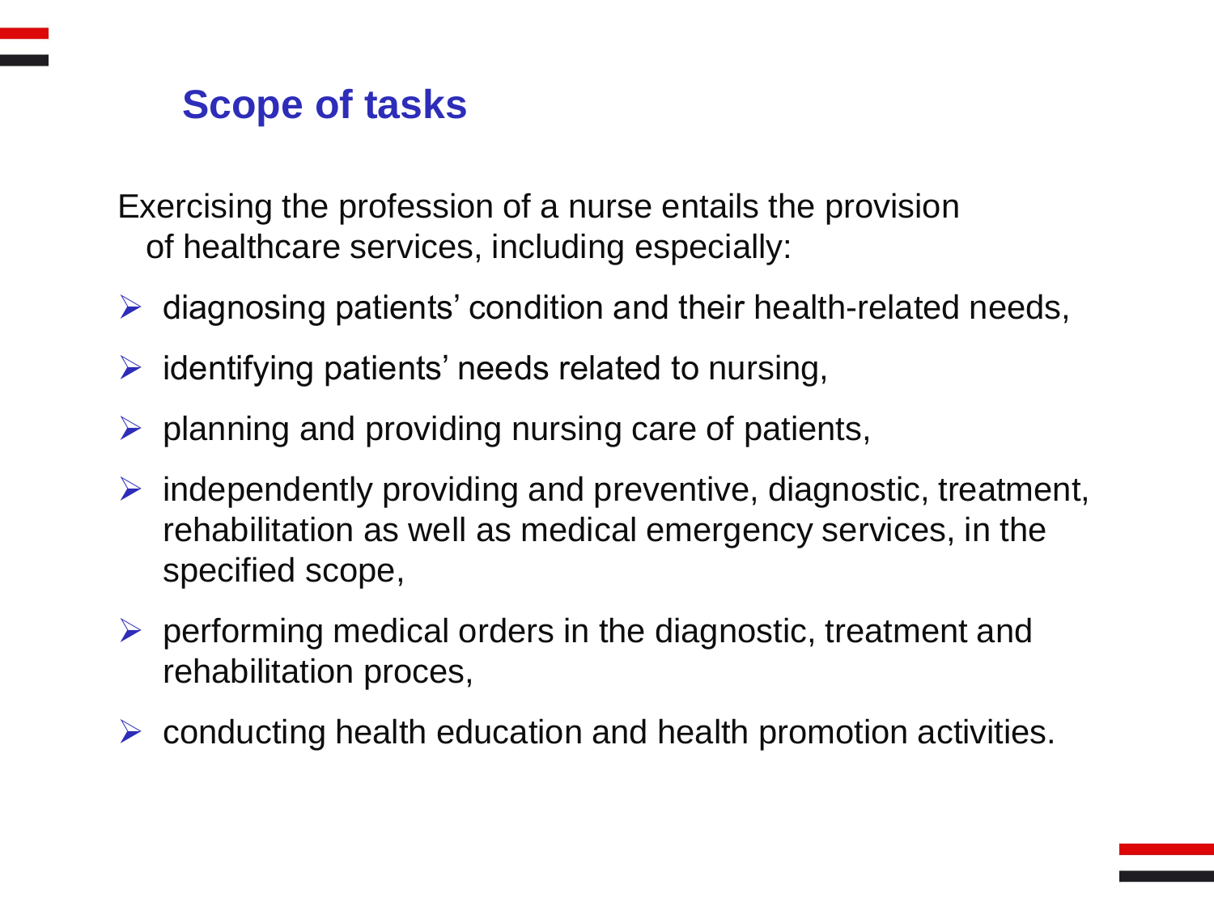## Scope of tasks

Exercising the profession of a nurse entails the provision of healthcare services, including especially:

- diagnosing patients' condition and their health-related needs,
- identifying patients' needs related to nursing,
- planning and providing nursing care of patients,
- independently providing and preventive, diagnostic, treatment, rehabilitation as well as medical emergency services, in the specified scope,
- performing medical orders in the diagnostic, treatment and rehabilitation proces,
- conducting health education and health promotion activities.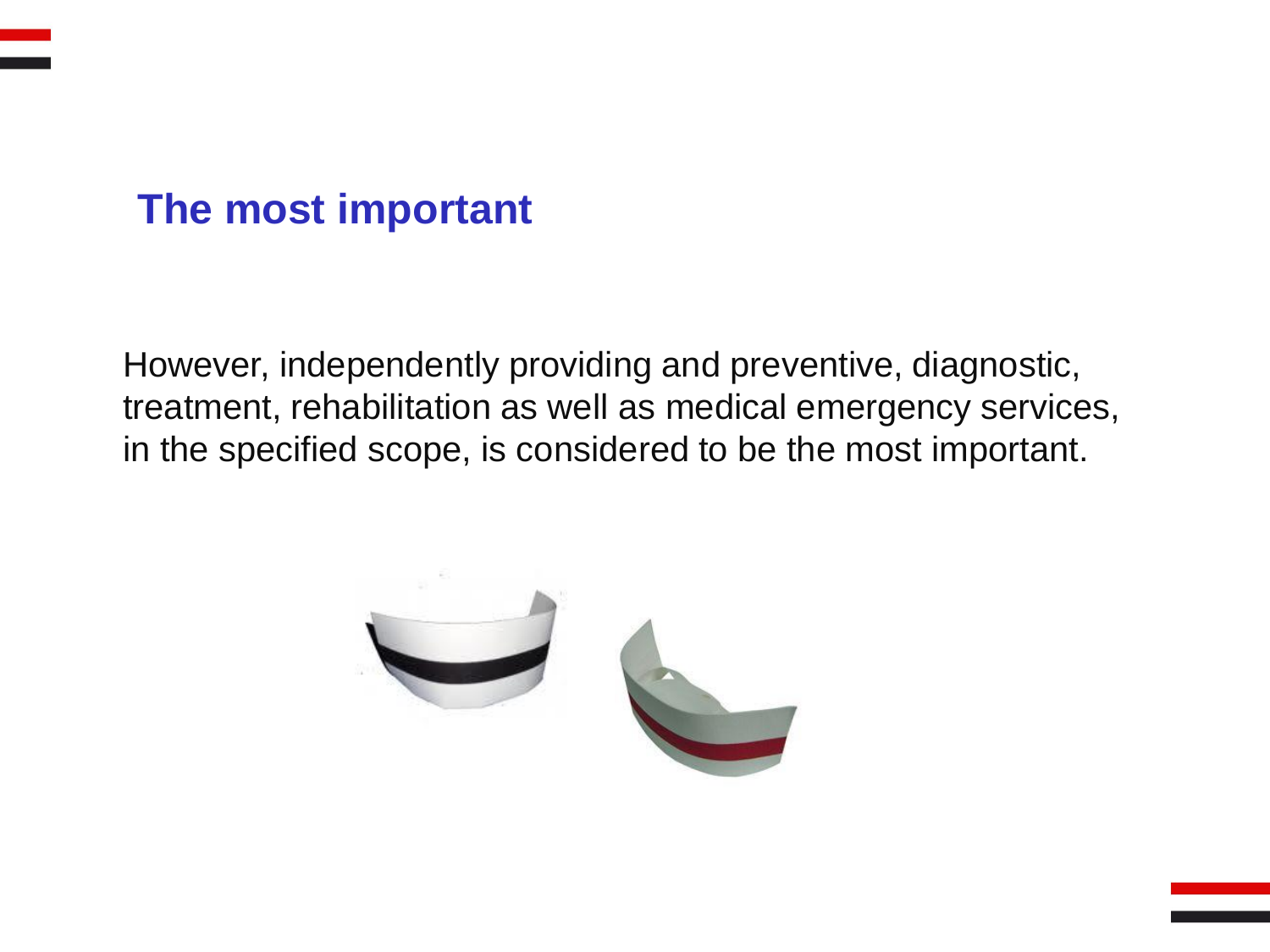## The most important

However, independently providing and preventive, diagnostic, treatment, rehabilitation as well as medical emergency services, in the specified scope, is considered to be the most important.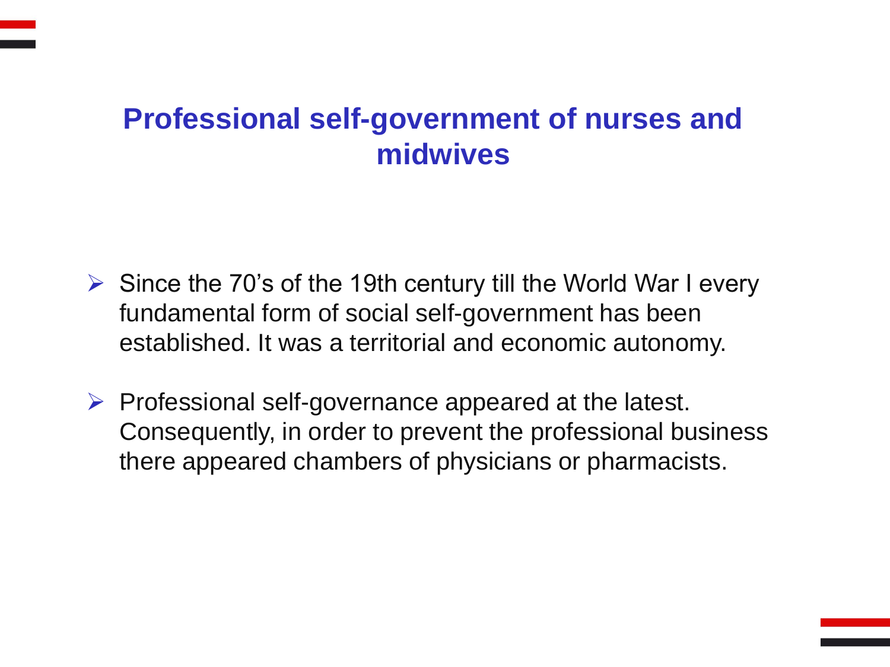# Professional self-government of nurses and midwives

- Since the 70's of the 19th century till the World War I every fundamental form of social self-government has been established. It was a territorial and economic autonomy.
- Professional self-governance appeared at the latest. Consequently, in order to prevent the professional business there appeared chambers of physicians or pharmacists.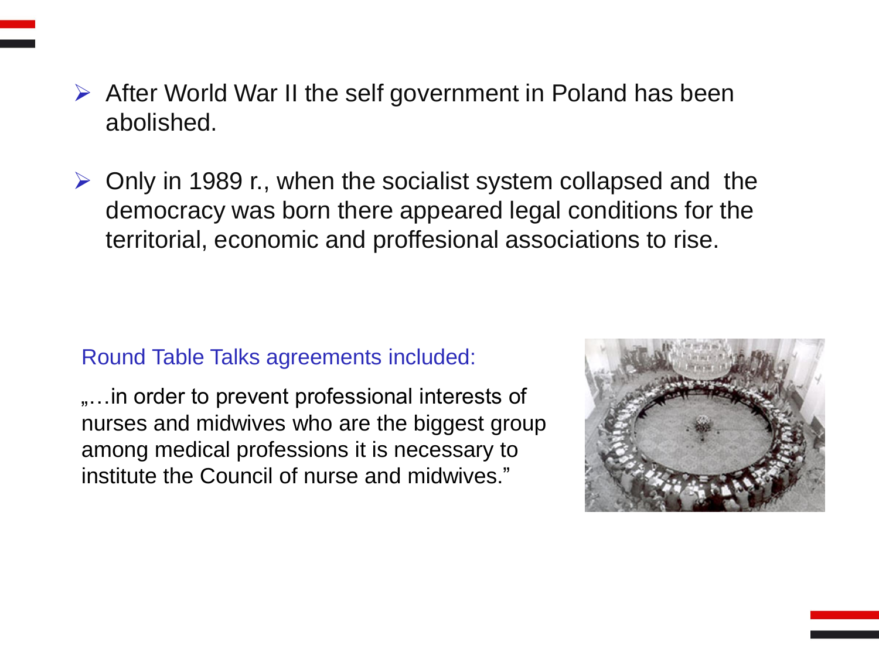- After World War II the self government in Poland has been abolished.

- Only in 1989 r., when the socialist system collapsed and the democracy was born there appeared legal conditions for the territorial, economic and proffesional associations to rise.

Round Table Talks agreements included:

„…in order to prevent professional interests of nurses and midwives who are the biggest group among medical professions it is necessary to institute the Council of nurse and midwives."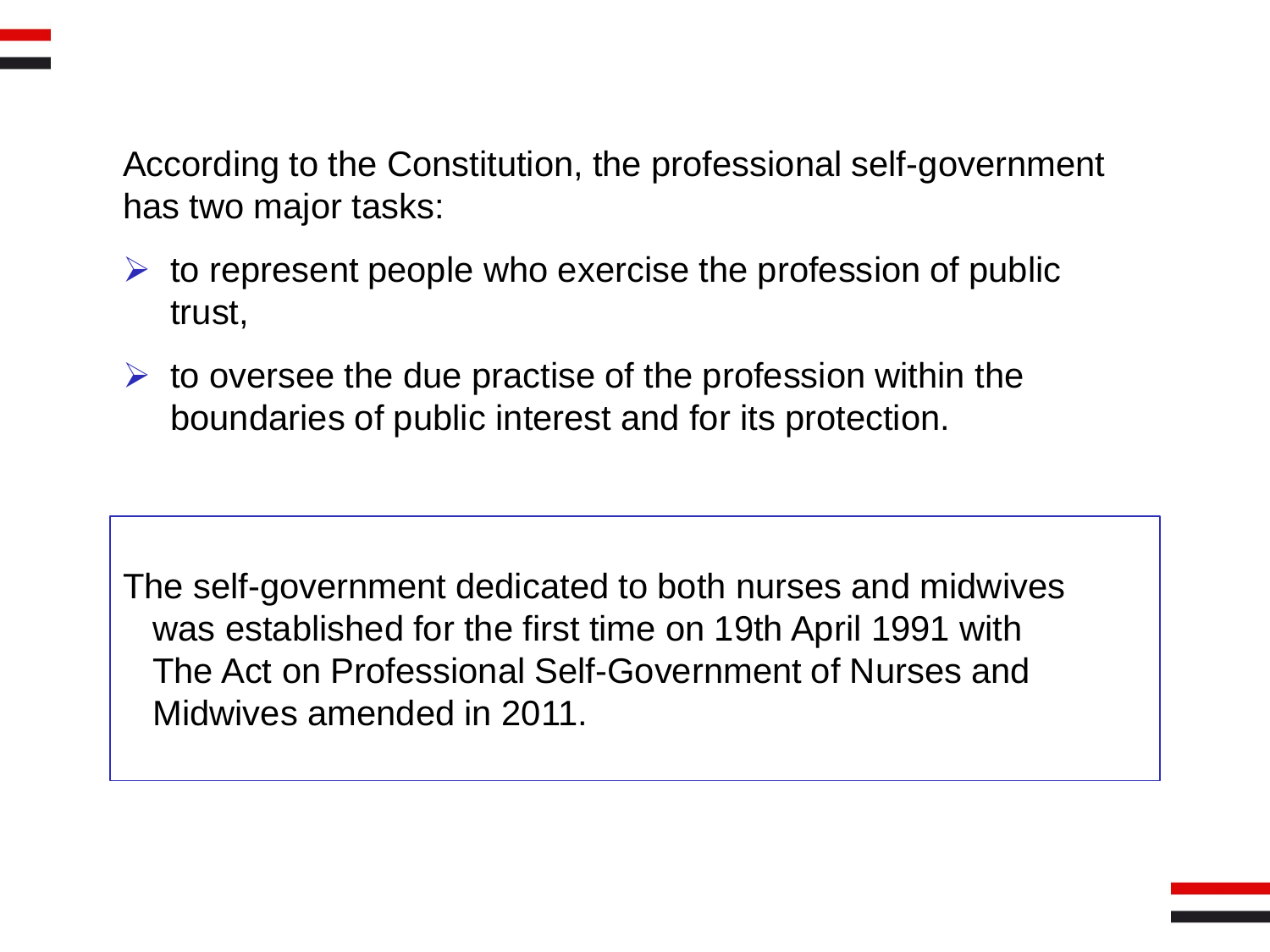According to the Constitution, the professional self-government has two major tasks:

- to represent people who exercise the profession of public trust,
- to oversee the due practise of the profession within the boundaries of public interest and for its protection.

The self-government dedicated to both nurses and midwives was established for the first time on 19th April 1991 with The Act on Professional Self-Government of Nurses and Midwives amended in 2011.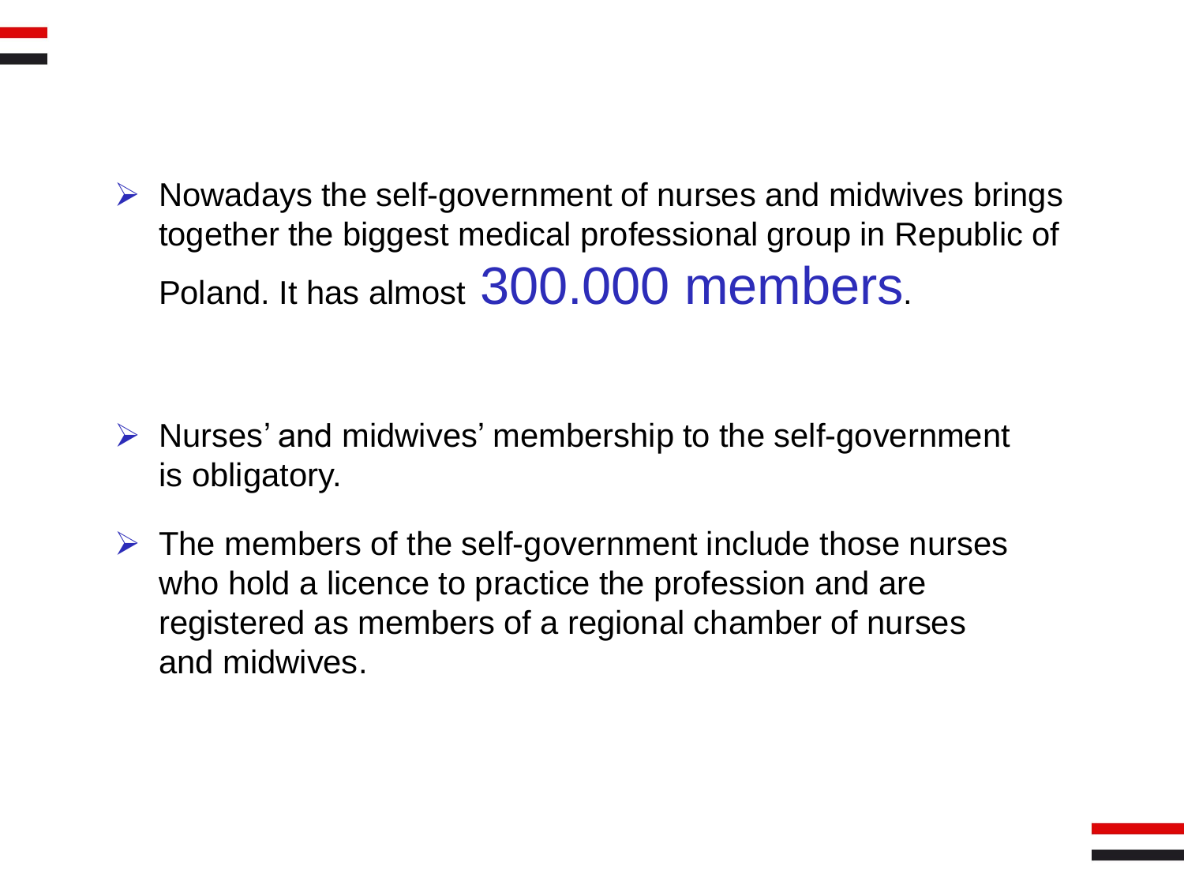- Nowadays the self-government of nurses and midwives brings together the biggest medical professional group in Republic of Poland. It has almost **300.000 members**.

- Nurses' and midwives' membership to the self-government is obligatory.

- The members of the self-government include those nurses who hold a licence to practice the profession and are registered as members of a regional chamber of nurses and midwives.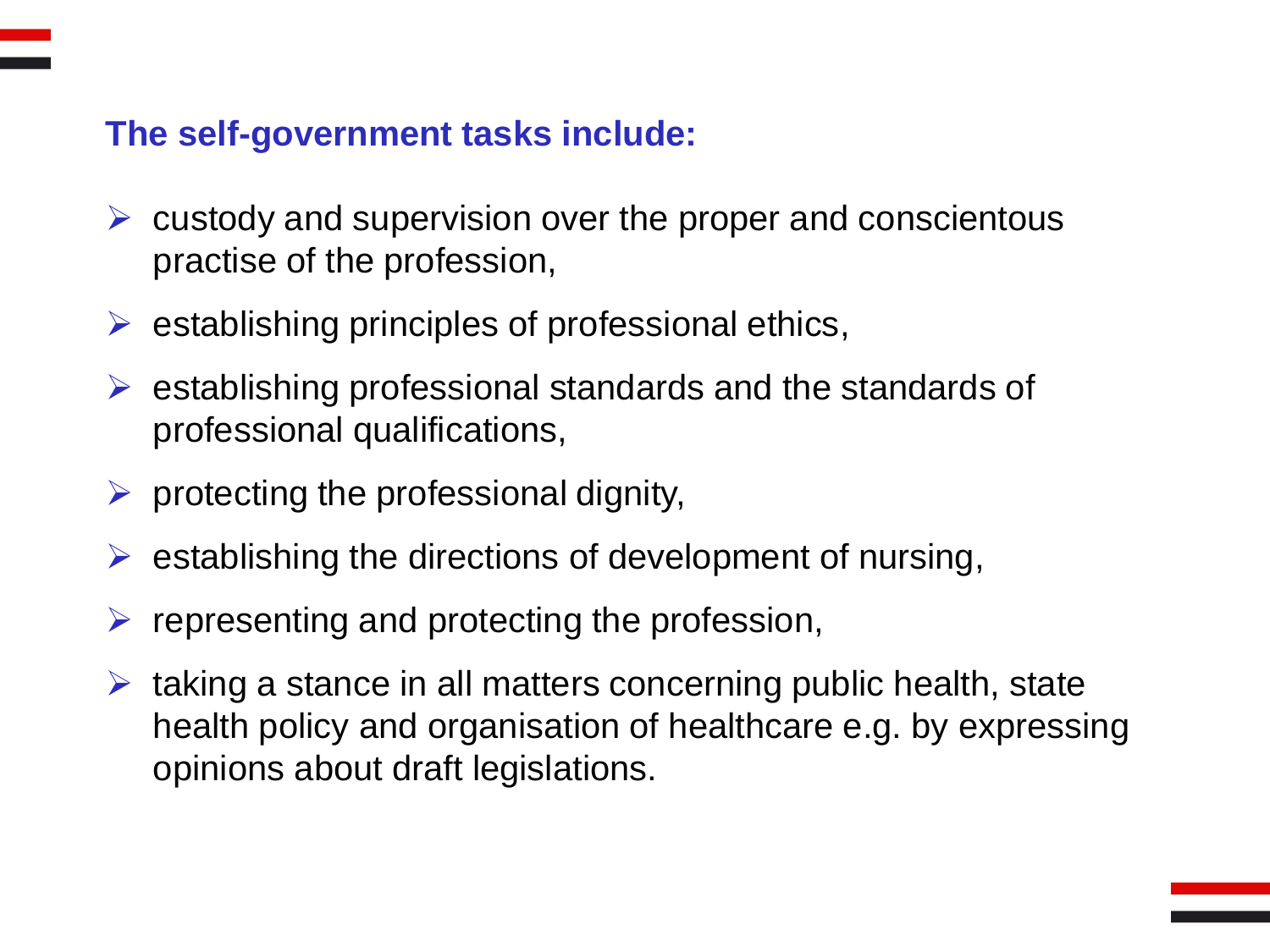**The self-government tasks include:**

- custody and supervision over the proper and conscientous practise of the profession,
- establishing principles of professional ethics,
- establishing professional standards and the standards of professional qualifications,
- protecting the professional dignity,
- establishing the directions of development of nursing,
- representing and protecting the profession,
- taking a stance in all matters concerning public health, state health policy and organisation of healthcare e.g. by expressing opinions about draft legislations.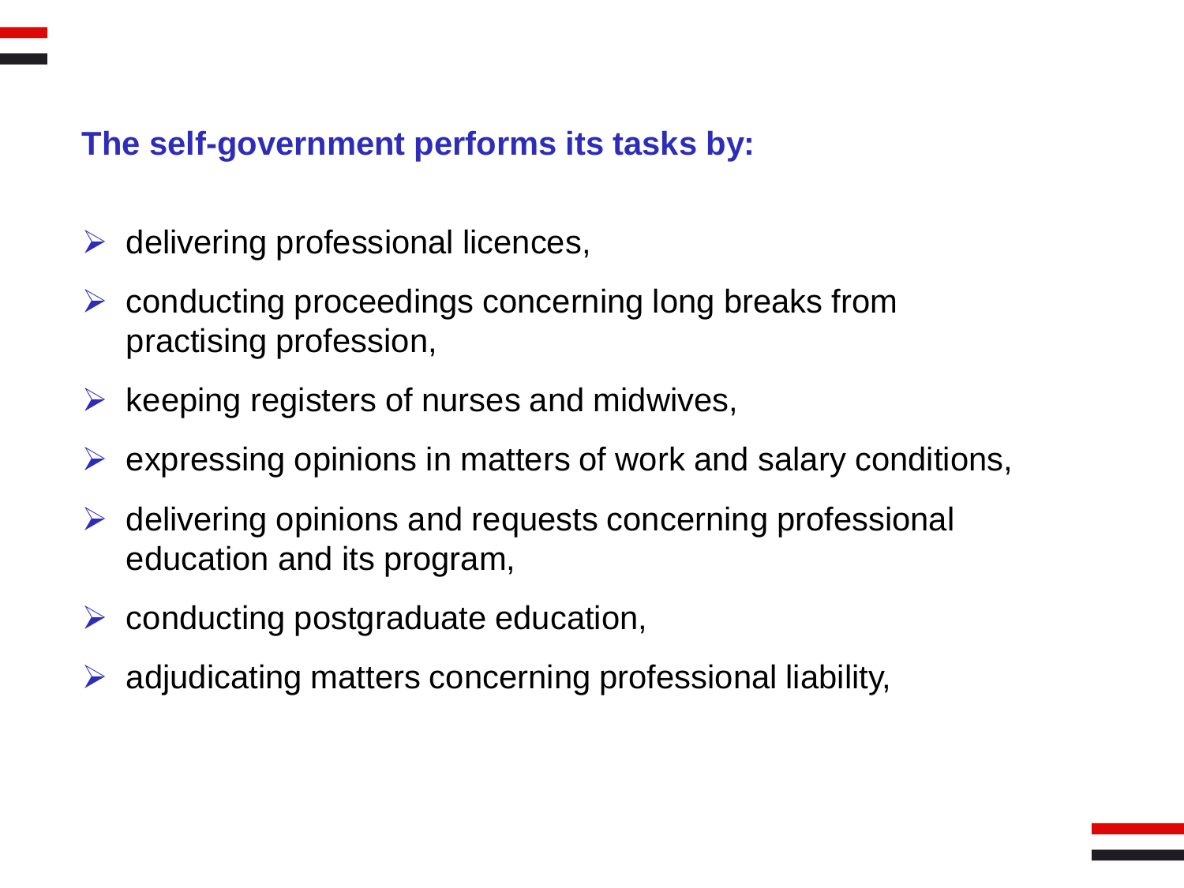**The self-government performs its tasks by:**

- delivering professional licences,
- conducting proceedings concerning long breaks from practising profession,
- keeping registers of nurses and midwives,
- expressing opinions in matters of work and salary conditions,
- delivering opinions and requests concerning professional education and its program,
- conducting postgraduate education,
- adjudicating matters concerning professional liability,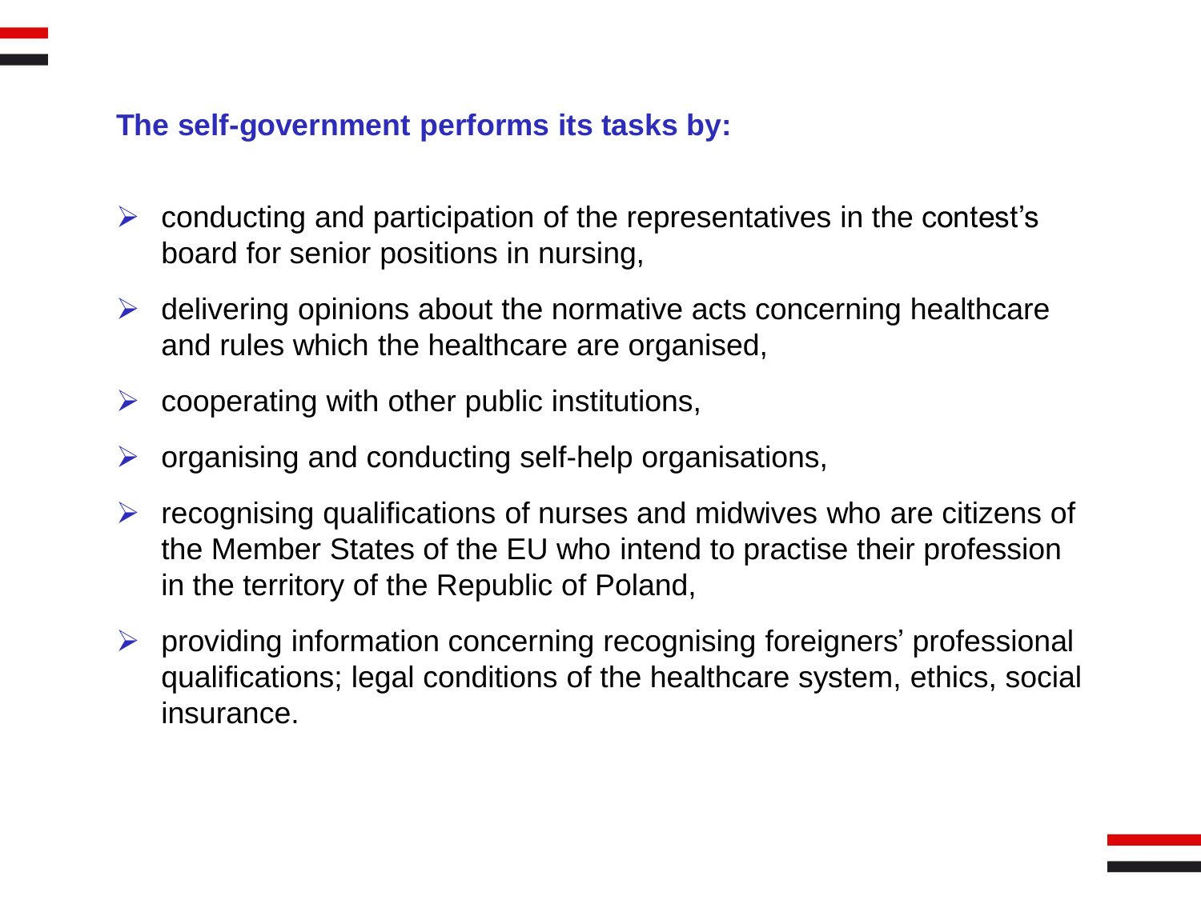## The self-government performs its tasks by:

- conducting and participation of the representatives in the contest's board for senior positions in nursing,
- delivering opinions about the normative acts concerning healthcare and rules which the healthcare are organised,
- cooperating with other public institutions,
- organising and conducting self-help organisations,
- recognising qualifications of nurses and midwives who are citizens of the Member States of the EU who intend to practise their profession in the territory of the Republic of Poland,
- providing information concerning recognising foreigners' professional qualifications; legal conditions of the healthcare system, ethics, social insurance.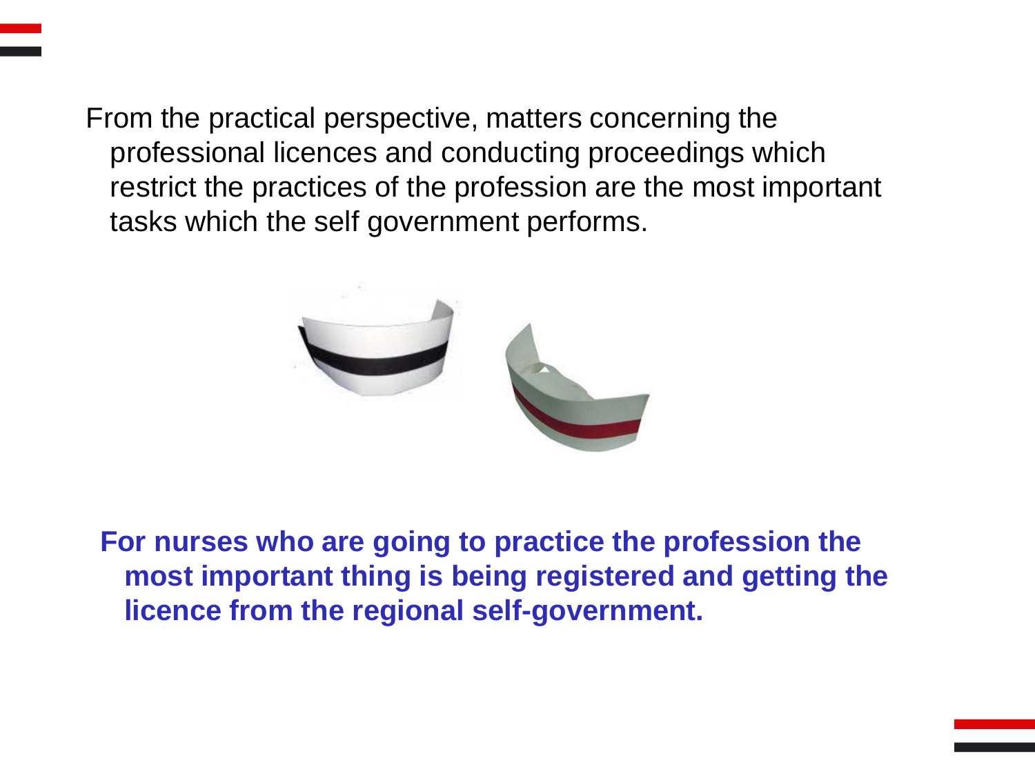From the practical perspective, matters concerning the professional licences and conducting proceedings which restrict the practices of the profession are the most important tasks which the self government performs.

**For nurses who are going to practice the profession the most important thing is being registered and getting the licence from the regional self-government.**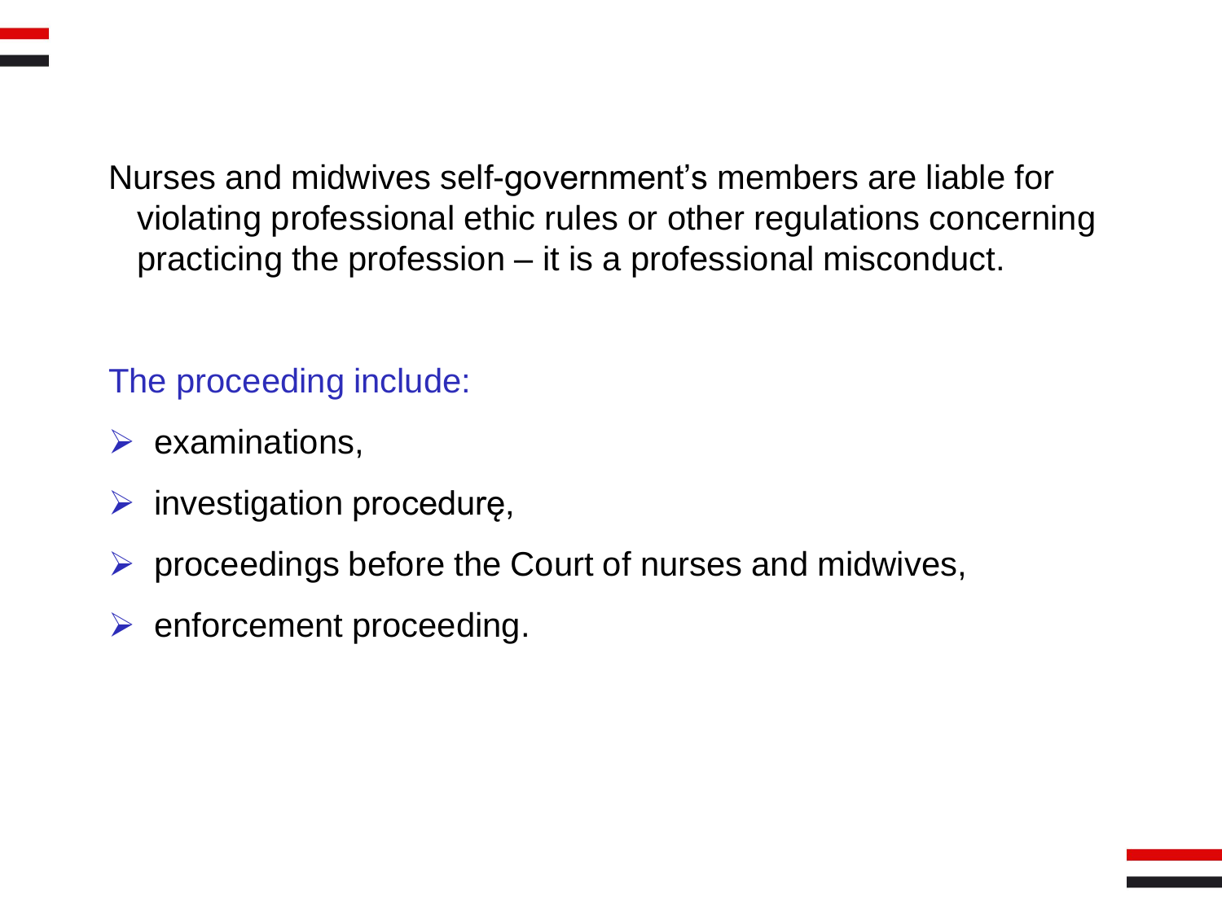Nurses and midwives self-government's members are liable for violating professional ethic rules or other regulations concerning practicing the profession – it is a professional misconduct.

The proceeding include:

- examinations,
- investigation procedurę,
- proceedings before the Court of nurses and midwives,
- enforcement proceeding.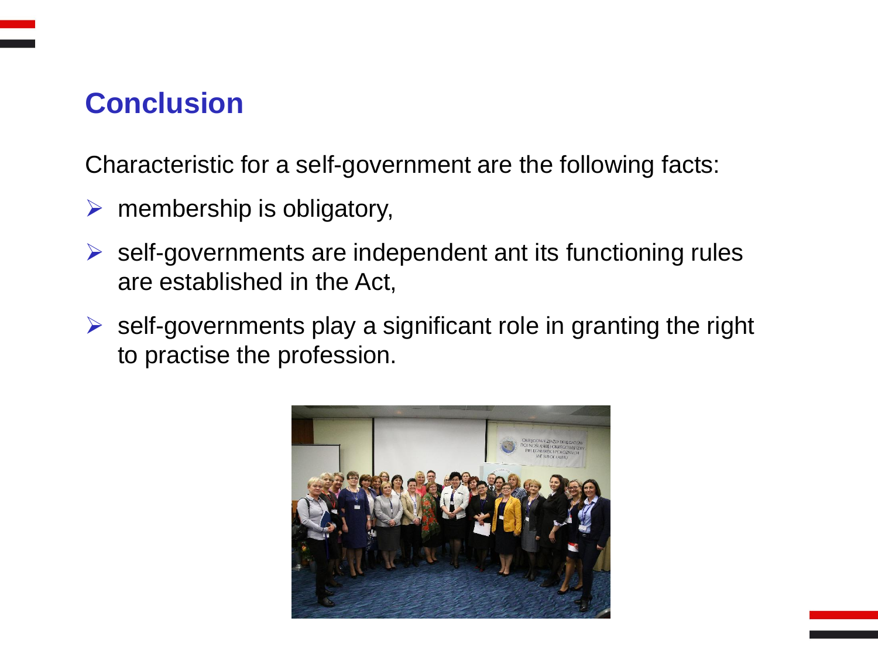## Conclusion

Characteristic for a self-government are the following facts:

- membership is obligatory,
- self-governments are independent ant its functioning rules are established in the Act,
- self-governments play a significant role in granting the right to practise the profession.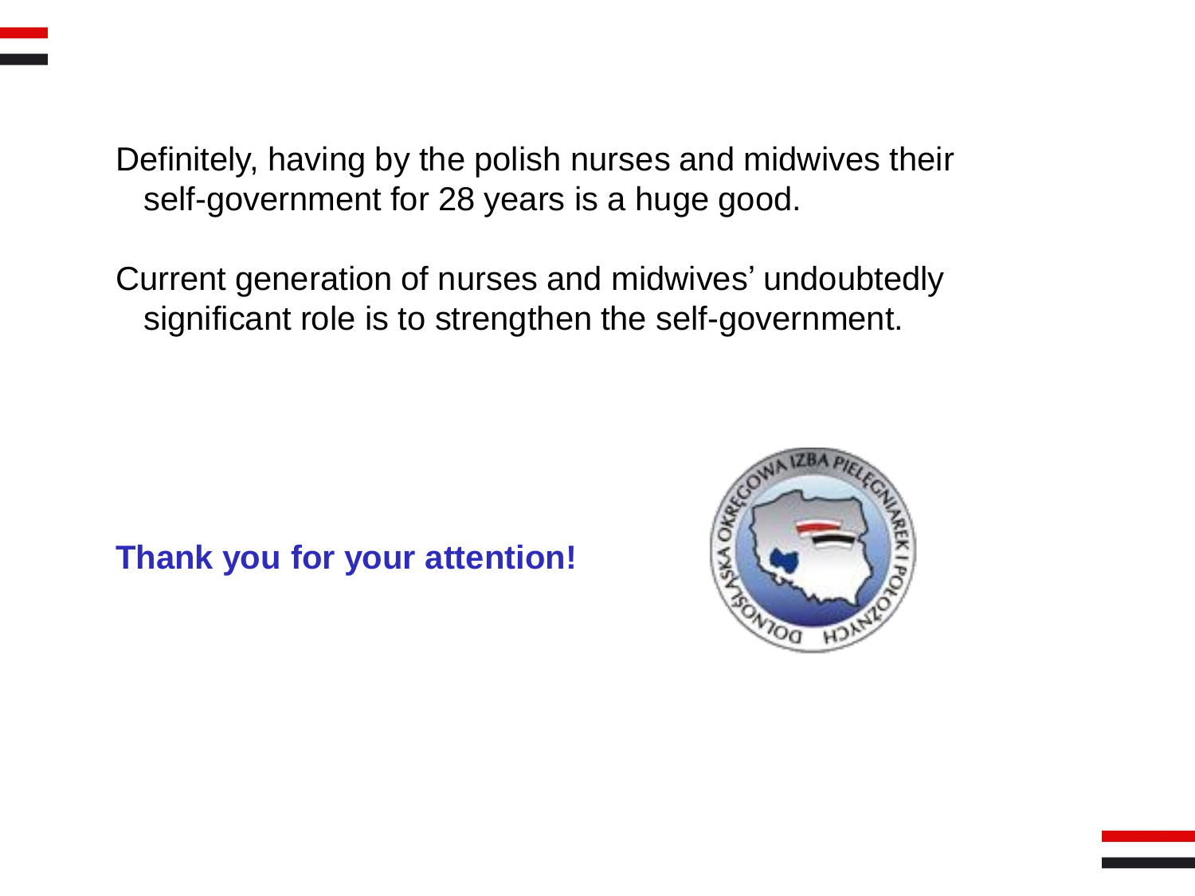Definitely, having by the polish nurses and midwives their self-government for 28 years is a huge good.

Current generation of nurses and midwives' undoubtedly significant role is to strengthen the self-government.

**Thank you for your attention!**